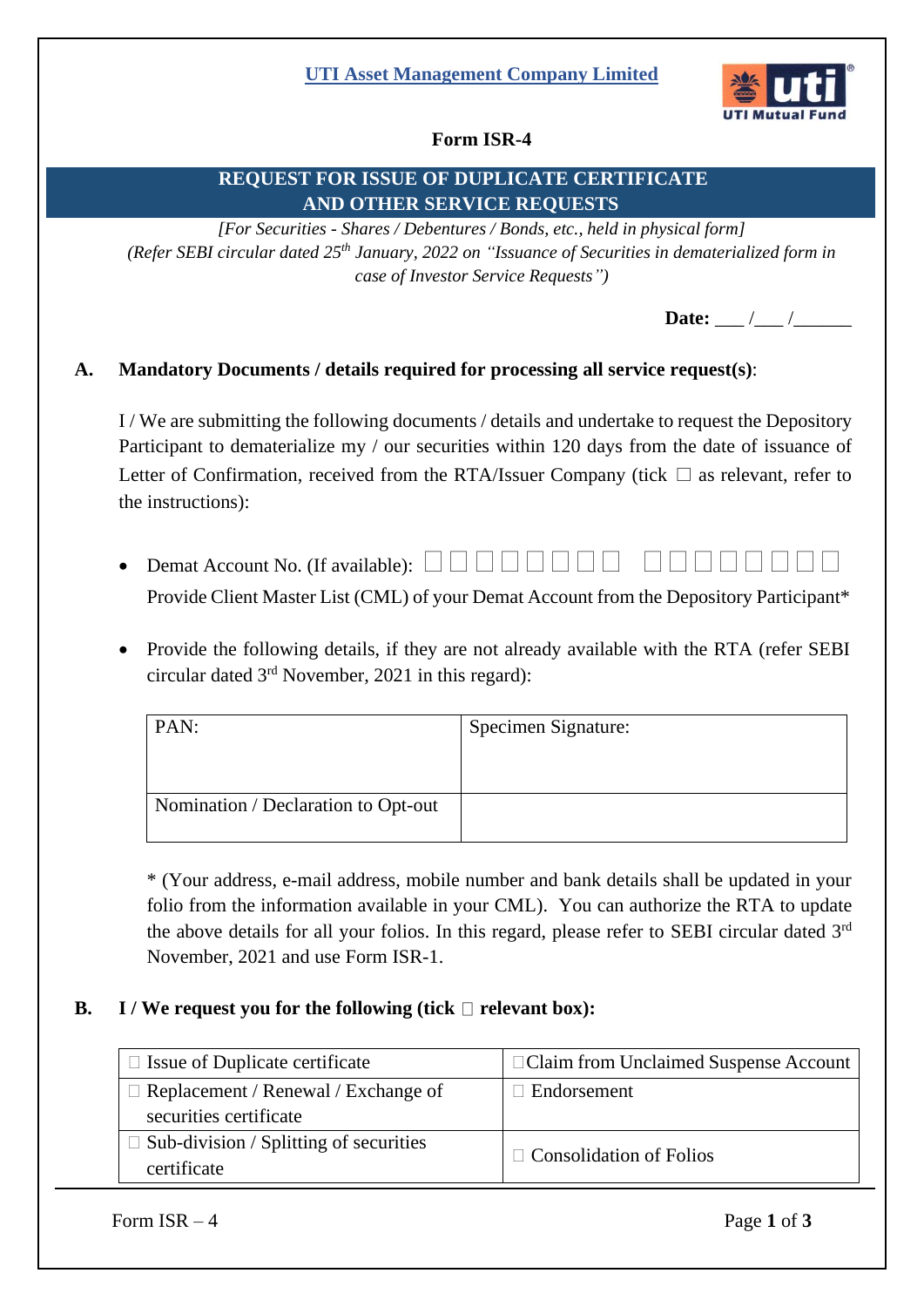**UTI Asset Management Company Limited**

UTI Mutual Fund

**Form ISR-4**

## REQUEST FOR ISSUE OF DUPLICATE CERTIFICATE AND OTHER SERVICE REQUESTS

*[For Securities - Shares / Debentures / Bonds, etc., held in physical form]*

*(Refer SEBI circular dated 25th January, 2022 on "Issuance of Securities in dematerialized form in case of Investor Service Requests")*

**Date:** ___ /___ /______

**A. Mandatory Documents / details required for processing all service request(s)**:

I / We are submitting the following documents / details and undertake to request the Depository Participant to dematerialize my / our securities within 120 days from the date of issuance of Letter of Confirmation, received from the RTA/Issuer Company (tick ☐ as relevant, refer to the instructions):

- Demat Account No. (If available): ☐☐☐☐☐☐☐☐ ☐☐☐☐☐☐☐☐
  Provide Client Master List (CML) of your Demat Account from the Depository Participant*

- Provide the following details, if they are not already available with the RTA (refer SEBI circular dated 3rd November, 2021 in this regard):

| PAN: | Specimen Signature: |
|---|---|
| Nomination / Declaration to Opt-out | |

\* (Your address, e-mail address, mobile number and bank details shall be updated in your folio from the information available in your CML). You can authorize the RTA to update the above details for all your folios. In this regard, please refer to SEBI circular dated 3rd November, 2021 and use Form ISR-1.

**B. I / We request you for the following (tick ☐ relevant box):**

| | |
|---|---|
| ☐ Issue of Duplicate certificate | ☐ Claim from Unclaimed Suspense Account |
| ☐ Replacement / Renewal / Exchange of securities certificate | ☐ Endorsement |
| ☐ Sub-division / Splitting of securities certificate | ☐ Consolidation of Folios |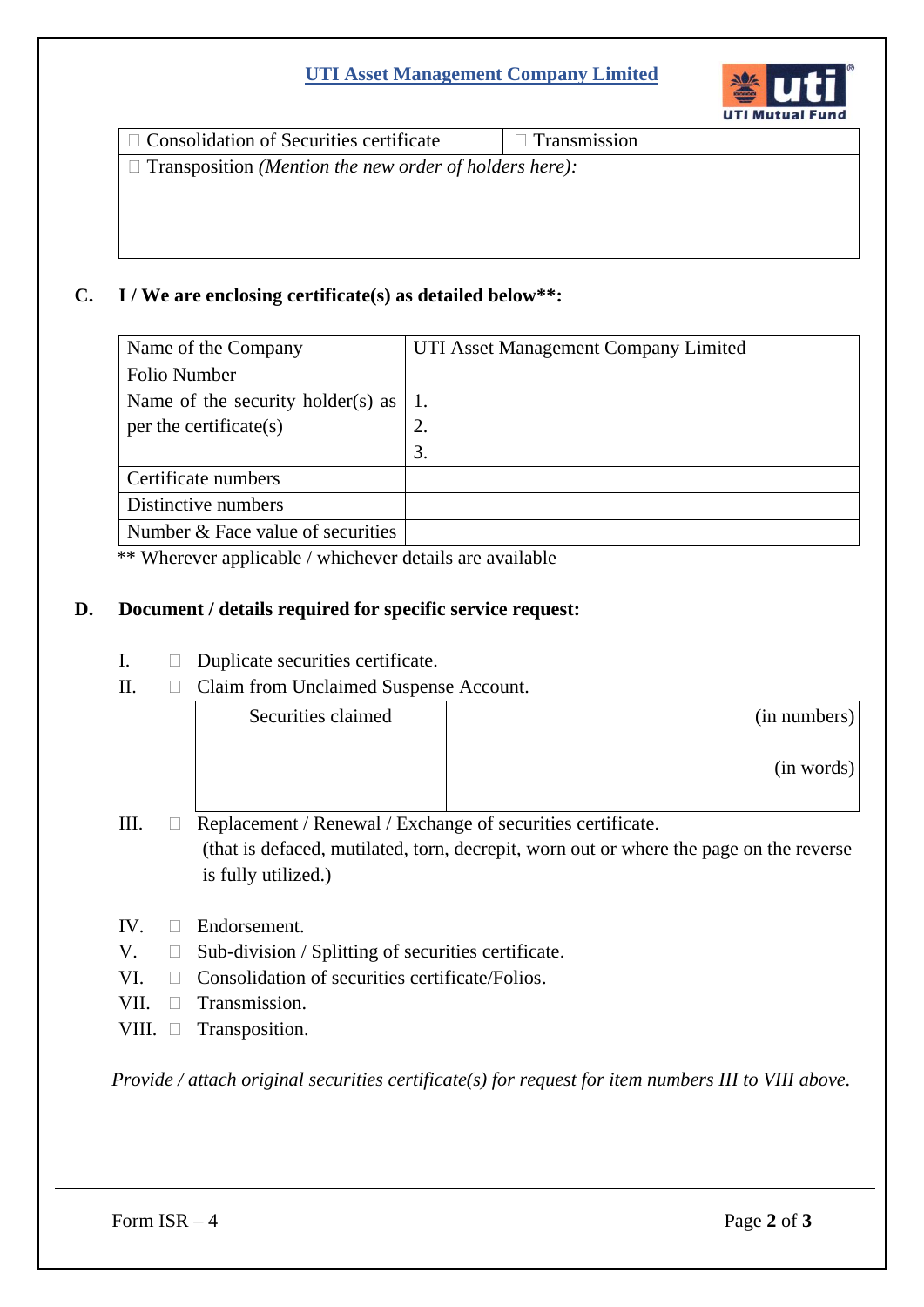| ☐ Consolidation of Securities certificate | ☐ Transmission |
|---|---|
| ☐ Transposition *(Mention the new order of holders here):* | |

**C. I / We are enclosing certificate(s) as detailed below\*\*:**

| Name of the Company | UTI Asset Management Company Limited |
|---|---|
| Folio Number | |
| Name of the security holder(s) as per the certificate(s) | 1.<br>2.<br>3. |
| Certificate numbers | |
| Distinctive numbers | |
| Number & Face value of securities | |

** Wherever applicable / whichever details are available

**D. Document / details required for specific service request:**

I. ☐ Duplicate securities certificate.

II. ☐ Claim from Unclaimed Suspense Account.

| Securities claimed | (in numbers)<br>(in words) |
|---|---|

III. ☐ Replacement / Renewal / Exchange of securities certificate.
(that is defaced, mutilated, torn, decrepit, worn out or where the page on the reverse is fully utilized.)

IV. ☐ Endorsement.

V. ☐ Sub-division / Splitting of securities certificate.

VI. ☐ Consolidation of securities certificate/Folios.

VII. ☐ Transmission.

VIII. ☐ Transposition.

*Provide / attach original securities certificate(s) for request for item numbers III to VIII above.*

Form ISR – 4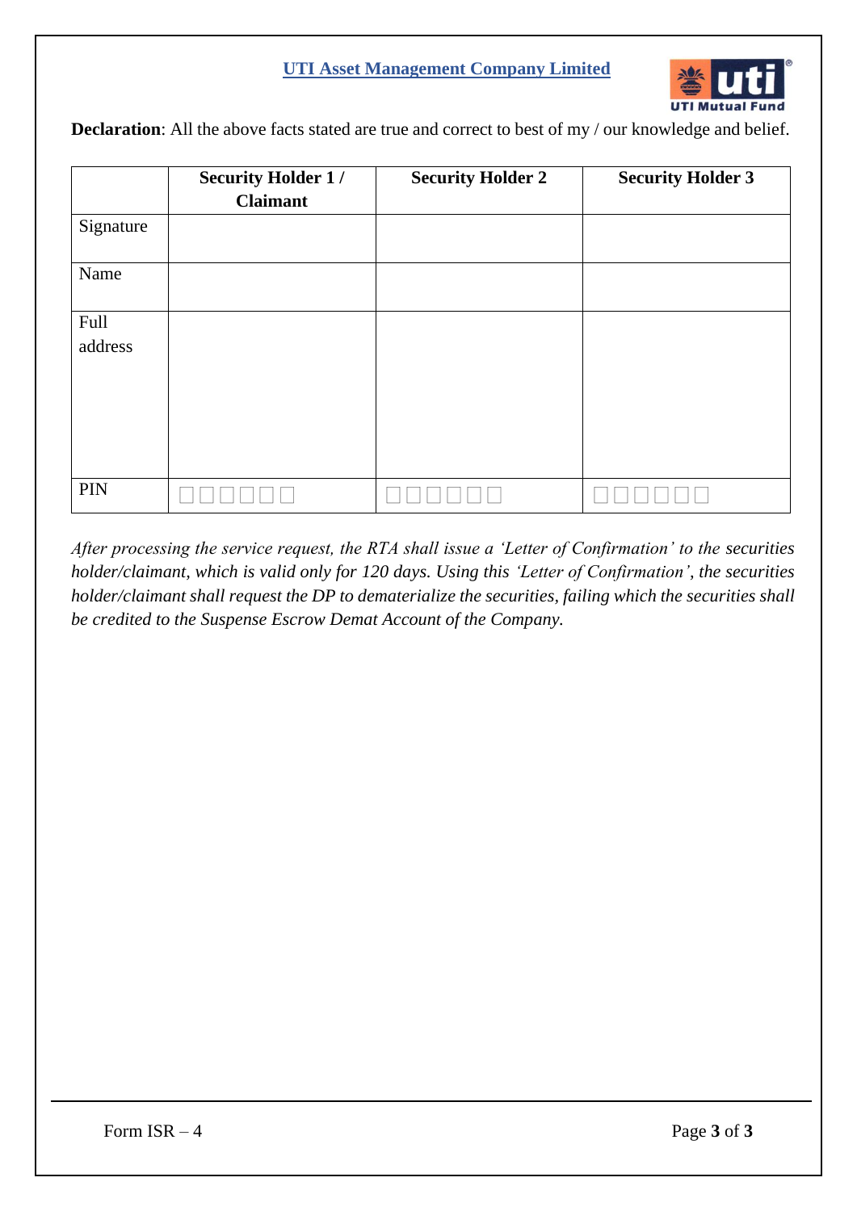**Declaration**: All the above facts stated are true and correct to best of my / our knowledge and belief.

| | **Security Holder 1 / Claimant** | **Security Holder 2** | **Security Holder 3** |
|---|---|---|---|
| Signature | | | |
| Name | | | |
| Full address | | | |
| PIN | □□□□□□ | □□□□□□ | □□□□□□ |

*After processing the service request, the RTA shall issue a 'Letter of Confirmation' to the securities holder/claimant, which is valid only for 120 days. Using this 'Letter of Confirmation', the securities holder/claimant shall request the DP to dematerialize the securities, failing which the securities shall be credited to the Suspense Escrow Demat Account of the Company.*